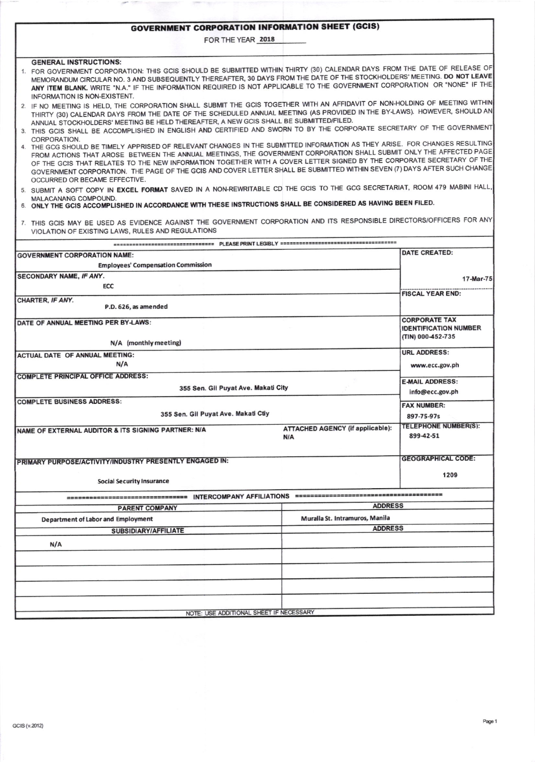# GOVERNMENT CORPORATION INFORMATION SHEET (GCIS)

FOR THE YEAR 2018

**GENERAL INSTRUCTIONS:**

1. FOR GOVERNMENT CORPORATION: THIS GCIS SHOULD BE SUBMITTED WITHIN THIRTY (30) CALENDAR DAYS FROM THE DATE OF RELEASE OF MEMORANDUM CIRCULAR NO. 3 AND SUBSEQUENTLY THEREAFTER, 30 DAYS FROM THE DATE OF THE STOCKHOLDERS' MEETING. **DO NOT LEAVE ANY ITEM BLANK.** WRITE "N.A." IF THE INFORMATION REQUIRED IS NOT APPLICABLE TO THE GOVERNMENT CORPORATION OR "NONE" IF THE INFORMATION IS NON-EXISTENT.
2. IF NO MEETING IS HELD, THE CORPORATION SHALL SUBMIT THE GCIS TOGETHER WITH AN AFFIDAVIT OF NON-HOLDING OF MEETING WITHIN THIRTY (30) CALENDAR DAYS FROM THE DATE OF THE SCHEDULED ANNUAL MEETING (AS PROVIDED IN THE BY-LAWS). HOWEVER, SHOULD AN ANNUAL STOCKHOLDERS' MEETING BE HELD THEREAFTER, A NEW GCIS SHALL BE SUBMITTED/FILED.
3. THIS GCIS SHALL BE ACCOMPLISHED IN ENGLISH AND CERTIFIED AND SWORN TO BY THE CORPORATE SECRETARY OF THE GOVERNMENT CORPORATION.
4. THE GCG SHOULD BE TIMELY APPRISED OF RELEVANT CHANGES IN THE SUBMITTED INFORMATION AS THEY ARISE. FOR CHANGES RESULTING FROM ACTIONS THAT AROSE BETWEEN THE ANNUAL MEETINGS, THE GOVERNMENT CORPORATION SHALL SUBMIT ONLY THE AFFECTED PAGE OF THE GCIS THAT RELATES TO THE NEW INFORMATION TOGETHER WITH A COVER LETTER SIGNED BY THE CORPORATE SECRETARY OF THE GOVERNMENT CORPORATION. THE PAGE OF THE GCIS AND COVER LETTER SHALL BE SUBMITTED WITHIN SEVEN (7) DAYS AFTER SUCH CHANGE OCCURRED OR BECAME EFFECTIVE.
5. SUBMIT A SOFT COPY IN **EXCEL FORMAT** SAVED IN A NON-REWRITABLE CD THE GCIS TO THE GCG SECRETARIAT, ROOM 479 MABINI HALL, MALACANANG COMPOUND.
6. **ONLY THE GCIS ACCOMPLISHED IN ACCORDANCE WITH THESE INSTRUCTIONS SHALL BE CONSIDERED AS HAVING BEEN FILED.**
7. THIS GCIS MAY BE USED AS EVIDENCE AGAINST THE GOVERNMENT CORPORATION AND ITS RESPONSIBLE DIRECTORS/OFFICERS FOR ANY VIOLATION OF EXISTING LAWS, RULES AND REGULATIONS

=============================== PLEASE PRINT LEGIBLY ===============================

| | | |
|---|---|---|
| **GOVERNMENT CORPORATION NAME:** Employees' Compensation Commission | | **DATE CREATED:** 17-Mar-75 |
| **SECONDARY NAME, *IF ANY*.** ECC | | |
| **CHARTER, *IF ANY*.** P.D. 626, as amended | | **FISCAL YEAR END:** |
| **DATE OF ANNUAL MEETING PER BY-LAWS:** N/A (monthly meeting) | | **CORPORATE TAX IDENTIFICATION NUMBER (TIN)** 000-452-735 |
| **ACTUAL DATE OF ANNUAL MEETING:** N/A | | **URL ADDRESS:** www.ecc.gov.ph |
| **COMPLETE PRINCIPAL OFFICE ADDRESS:** 355 Sen. Gil Puyat Ave. Makati City | | **E-MAIL ADDRESS:** info@ecc.gov.ph |
| **COMPLETE BUSINESS ADDRESS:** 355 Sen. Gil Puyat Ave. Makati Ctiy | | **FAX NUMBER:** 897-75-97s |
| **NAME OF EXTERNAL AUDITOR & ITS SIGNING PARTNER:** N/A | **ATTACHED AGENCY (if applicable):** N/A | **TELEPHONE NUMBER(S):** 899-42-51 |
| **PRIMARY PURPOSE/ACTIVITY/INDUSTRY PRESENTLY ENGAGED IN:** Social Security Insurance | | **GEOGRAPHICAL CODE:** 1209 |

=============================== INTERCOMPANY AFFILIATIONS ===============================

| PARENT COMPANY | ADDRESS |
|---|---|
| Department of Labor and Employment | Muralla St. Intramuros, Manila |
| **SUBSIDIARY/AFFILIATE** | **ADDRESS** |
| N/A | |
| | |
| | |
| | |
| | |

NOTE: USE ADDITIONAL SHEET IF NECESSARY

GCIS (v.2012)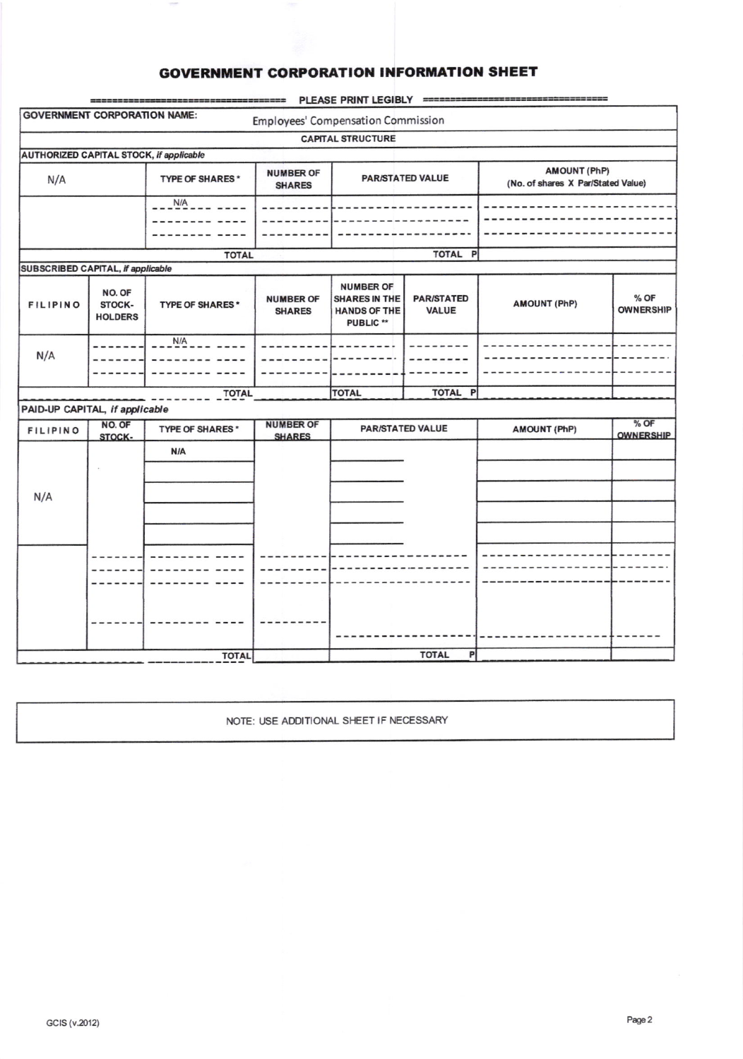# GOVERNMENT CORPORATION INFORMATION SHEET

PLEASE PRINT LEGIBLY

**GOVERNMENT CORPORATION NAME:** Employees' Compensation Commission

**CAPITAL STRUCTURE**

**AUTHORIZED CAPITAL STOCK, *if applicable***

| N/A | TYPE OF SHARES * | NUMBER OF SHARES | PAR/STATED VALUE | AMOUNT (PhP) (No. of shares X Par/Stated Value) |
|---|---|---|---|---|
| | N/A | | | |
| | | | | |
| | | | | |
| | TOTAL | | TOTAL P | |

**SUBSCRIBED CAPITAL, *if applicable***

| FILIPINO | NO. OF STOCK-HOLDERS | TYPE OF SHARES * | NUMBER OF SHARES | NUMBER OF SHARES IN THE HANDS OF THE PUBLIC ** | PAR/STATED VALUE | AMOUNT (PhP) | % OF OWNERSHIP |
|---|---|---|---|---|---|---|---|
| N/A | | N/A | | | | | |
| | | | | | | | |
| | | | | | | | |
| | | TOTAL | | TOTAL | TOTAL P | | |

**PAID-UP CAPITAL, *if applicable***

| FILIPINO | NO. OF STOCK- | TYPE OF SHARES * | NUMBER OF SHARES | PAR/STATED VALUE | AMOUNT (PhP) | % OF OWNERSHIP |
|---|---|---|---|---|---|---|
| N/A | | N/A | | | | |
| | | | | | | |
| | | | | | | |
| | | | | | | |
| | | | | | | |
| | | | | | | |
| | | | | | | |
| | | | | | | |
| | | | | | | |
| | | TOTAL | | TOTAL P | | |

NOTE: USE ADDITIONAL SHEET IF NECESSARY

GCIS (v.2012)